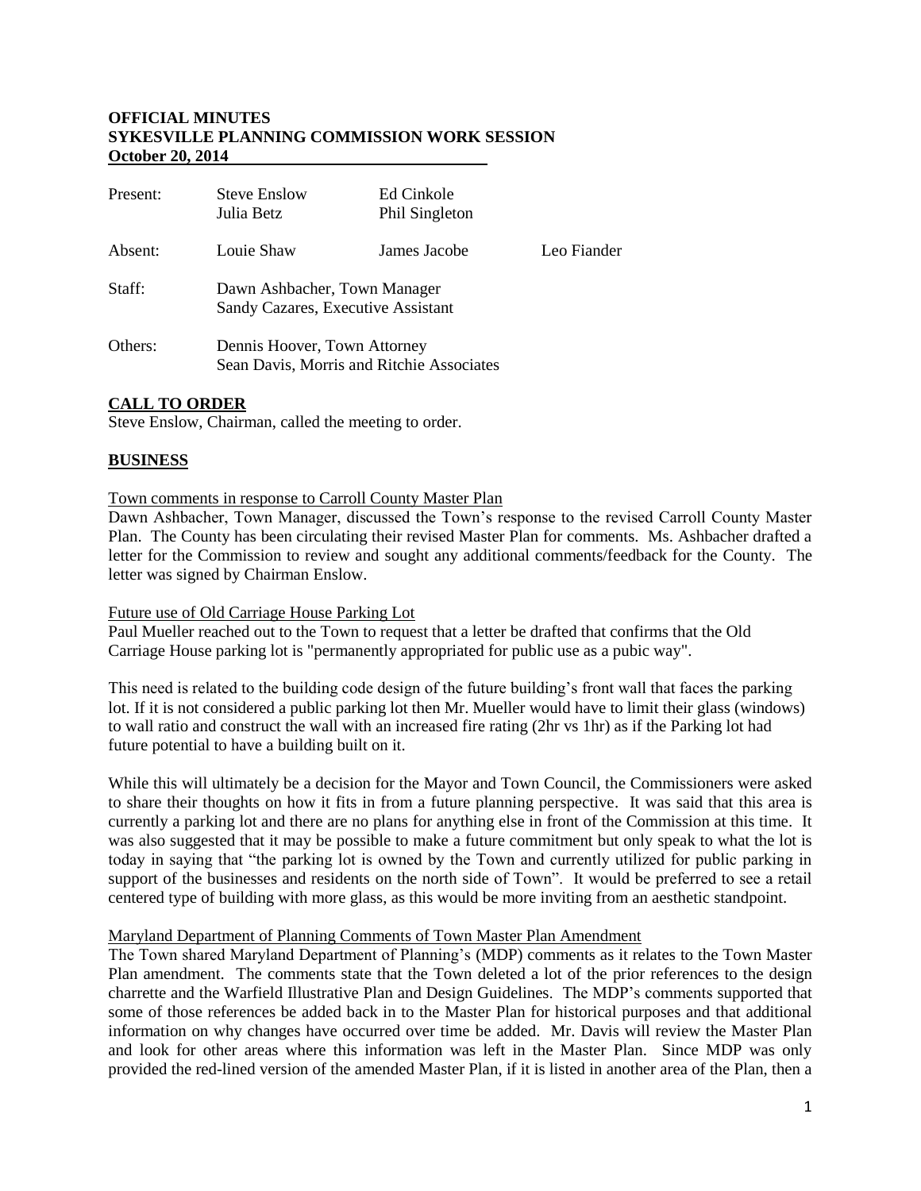**OFFICIAL MINUTES**
**SYKESVILLE PLANNING COMMISSION WORK SESSION**
**October 20, 2014**

| | | | |
|---|---|---|---|
| Present: | Steve Enslow<br>Julia Betz | Ed Cinkole<br>Phil Singleton | |
| Absent: | Louie Shaw | James Jacobe | Leo Fiander |
| Staff: | Dawn Ashbacher, Town Manager<br>Sandy Cazares, Executive Assistant | | |
| Others: | Dennis Hoover, Town Attorney<br>Sean Davis, Morris and Ritchie Associates | | |

## CALL TO ORDER

Steve Enslow, Chairman, called the meeting to order.

## BUSINESS

Town comments in response to Carroll County Master Plan

Dawn Ashbacher, Town Manager, discussed the Town's response to the revised Carroll County Master Plan. The County has been circulating their revised Master Plan for comments. Ms. Ashbacher drafted a letter for the Commission to review and sought any additional comments/feedback for the County. The letter was signed by Chairman Enslow.

Future use of Old Carriage House Parking Lot

Paul Mueller reached out to the Town to request that a letter be drafted that confirms that the Old Carriage House parking lot is "permanently appropriated for public use as a pubic way".

This need is related to the building code design of the future building's front wall that faces the parking lot. If it is not considered a public parking lot then Mr. Mueller would have to limit their glass (windows) to wall ratio and construct the wall with an increased fire rating (2hr vs 1hr) as if the Parking lot had future potential to have a building built on it.

While this will ultimately be a decision for the Mayor and Town Council, the Commissioners were asked to share their thoughts on how it fits in from a future planning perspective. It was said that this area is currently a parking lot and there are no plans for anything else in front of the Commission at this time. It was also suggested that it may be possible to make a future commitment but only speak to what the lot is today in saying that "the parking lot is owned by the Town and currently utilized for public parking in support of the businesses and residents on the north side of Town". It would be preferred to see a retail centered type of building with more glass, as this would be more inviting from an aesthetic standpoint.

Maryland Department of Planning Comments of Town Master Plan Amendment

The Town shared Maryland Department of Planning's (MDP) comments as it relates to the Town Master Plan amendment. The comments state that the Town deleted a lot of the prior references to the design charrette and the Warfield Illustrative Plan and Design Guidelines. The MDP's comments supported that some of those references be added back in to the Master Plan for historical purposes and that additional information on why changes have occurred over time be added. Mr. Davis will review the Master Plan and look for other areas where this information was left in the Master Plan. Since MDP was only provided the red-lined version of the amended Master Plan, if it is listed in another area of the Plan, then a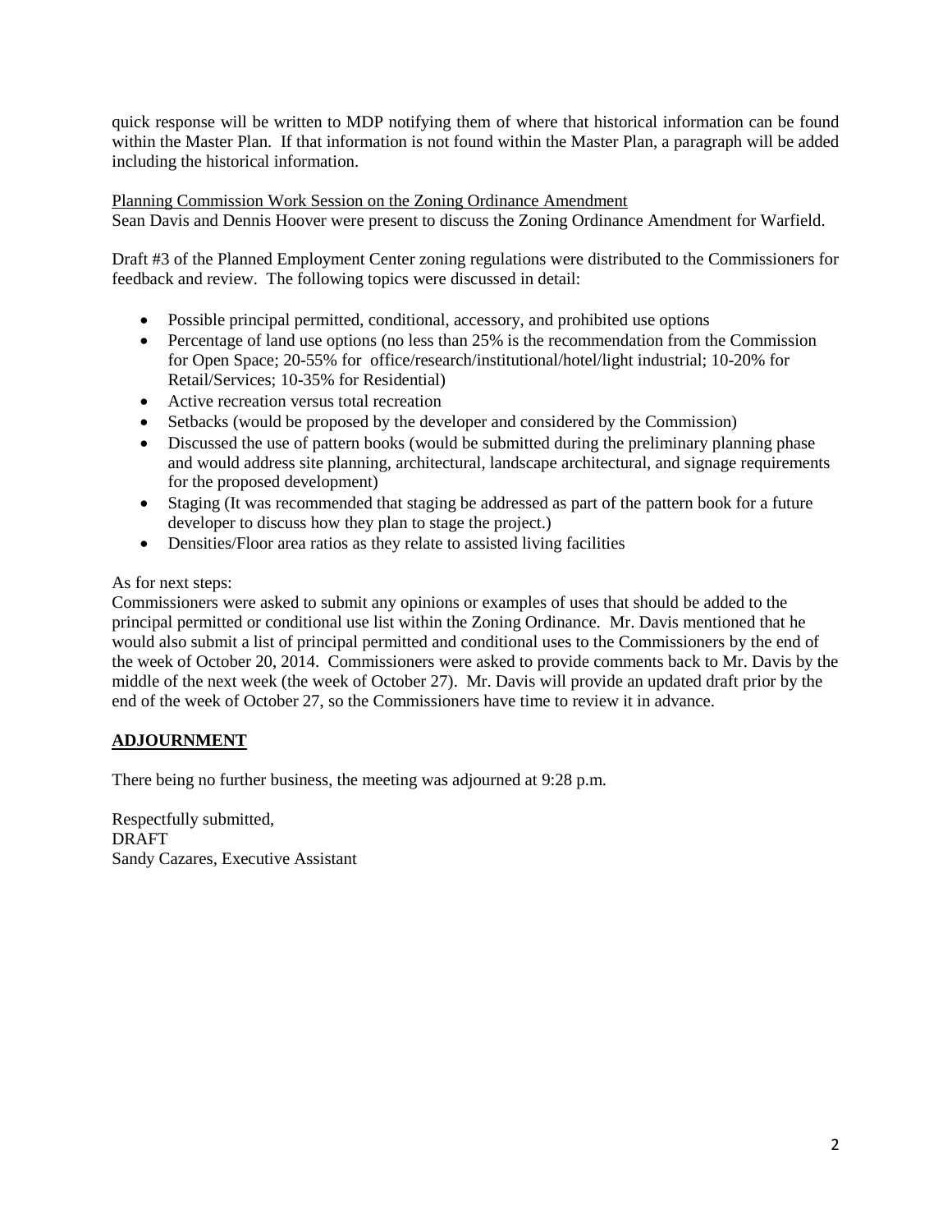quick response will be written to MDP notifying them of where that historical information can be found within the Master Plan. If that information is not found within the Master Plan, a paragraph will be added including the historical information.

Planning Commission Work Session on the Zoning Ordinance Amendment
Sean Davis and Dennis Hoover were present to discuss the Zoning Ordinance Amendment for Warfield.

Draft #3 of the Planned Employment Center zoning regulations were distributed to the Commissioners for feedback and review. The following topics were discussed in detail:

- Possible principal permitted, conditional, accessory, and prohibited use options
- Percentage of land use options (no less than 25% is the recommendation from the Commission for Open Space; 20-55% for office/research/institutional/hotel/light industrial; 10-20% for Retail/Services; 10-35% for Residential)
- Active recreation versus total recreation
- Setbacks (would be proposed by the developer and considered by the Commission)
- Discussed the use of pattern books (would be submitted during the preliminary planning phase and would address site planning, architectural, landscape architectural, and signage requirements for the proposed development)
- Staging (It was recommended that staging be addressed as part of the pattern book for a future developer to discuss how they plan to stage the project.)
- Densities/Floor area ratios as they relate to assisted living facilities

As for next steps:
Commissioners were asked to submit any opinions or examples of uses that should be added to the principal permitted or conditional use list within the Zoning Ordinance. Mr. Davis mentioned that he would also submit a list of principal permitted and conditional uses to the Commissioners by the end of the week of October 20, 2014. Commissioners were asked to provide comments back to Mr. Davis by the middle of the next week (the week of October 27). Mr. Davis will provide an updated draft prior by the end of the week of October 27, so the Commissioners have time to review it in advance.

## ADJOURNMENT

There being no further business, the meeting was adjourned at 9:28 p.m.

Respectfully submitted,
DRAFT
Sandy Cazares, Executive Assistant